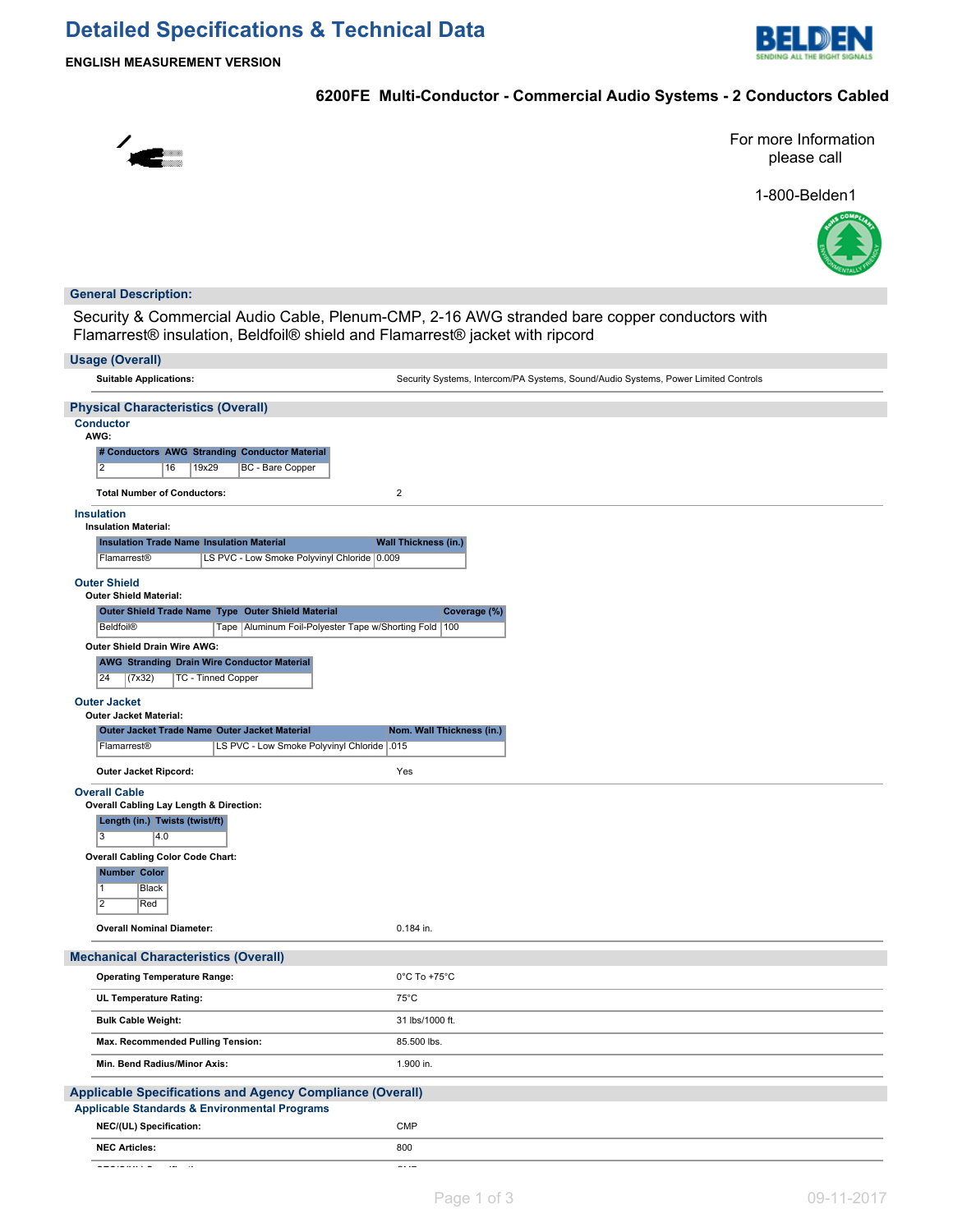# Detailed Specifications & Technical Data

**ENGLISH MEASUREMENT VERSION**

## 6200FE Multi-Conductor - Commercial Audio Systems - 2 Conductors Cabled

For more Information please call

1-800-Belden1

## General Description:

Security & Commercial Audio Cable, Plenum-CMP, 2-16 AWG stranded bare copper conductors with Flamarrest® insulation, Beldfoil® shield and Flamarrest® jacket with ripcord

## Usage (Overall)

| | |
|---|---|
| **Suitable Applications:** | Security Systems, Intercom/PA Systems, Sound/Audio Systems, Power Limited Controls |

## Physical Characteristics (Overall)

### Conductor

**AWG:**

| # Conductors | AWG | Stranding | Conductor Material |
|---|---|---|---|
| 2 | 16 | 19x29 | BC - Bare Copper |

| | |
|---|---|
| **Total Number of Conductors:** | 2 |

### Insulation

**Insulation Material:**

| Insulation Trade Name | Insulation Material | Wall Thickness (in.) |
|---|---|---|
| Flamarrest® | LS PVC - Low Smoke Polyvinyl Chloride | 0.009 |

### Outer Shield

**Outer Shield Material:**

| Outer Shield Trade Name | Type | Outer Shield Material | Coverage (%) |
|---|---|---|---|
| Beldfoil® | Tape | Aluminum Foil-Polyester Tape w/Shorting Fold | 100 |

**Outer Shield Drain Wire AWG:**

| AWG | Stranding | Drain Wire Conductor Material |
|---|---|---|
| 24 | (7x32) | TC - Tinned Copper |

### Outer Jacket

**Outer Jacket Material:**

| Outer Jacket Trade Name | Outer Jacket Material | Nom. Wall Thickness (in.) |
|---|---|---|
| Flamarrest® | LS PVC - Low Smoke Polyvinyl Chloride | .015 |

| | |
|---|---|
| **Outer Jacket Ripcord:** | Yes |

### Overall Cable

**Overall Cabling Lay Length & Direction:**

| Length (in.) | Twists (twist/ft) |
|---|---|
| 3 | 4.0 |

**Overall Cabling Color Code Chart:**

| Number | Color |
|---|---|
| 1 | Black |
| 2 | Red |

| | |
|---|---|
| **Overall Nominal Diameter:** | 0.184 in. |

## Mechanical Characteristics (Overall)

| | |
|---|---|
| **Operating Temperature Range:** | 0°C To +75°C |
| **UL Temperature Rating:** | 75°C |
| **Bulk Cable Weight:** | 31 lbs/1000 ft. |
| **Max. Recommended Pulling Tension:** | 85.500 lbs. |
| **Min. Bend Radius/Minor Axis:** | 1.900 in. |

## Applicable Specifications and Agency Compliance (Overall)

### Applicable Standards & Environmental Programs

| | |
|---|---|
| **NEC/(UL) Specification:** | CMP |
| **NEC Articles:** | 800 |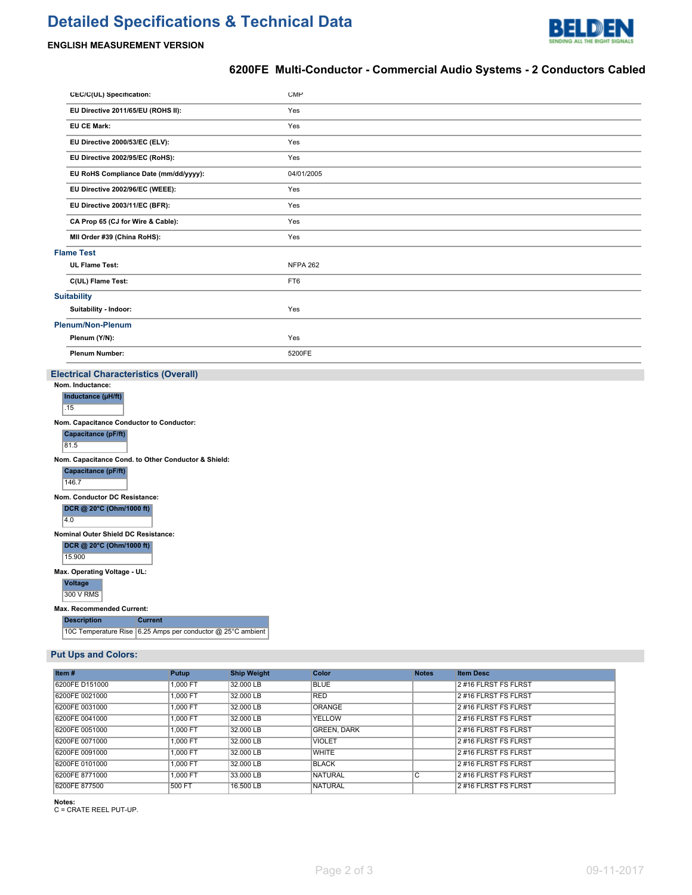# Detailed Specifications & Technical Data

**ENGLISH MEASUREMENT VERSION**

## 6200FE Multi-Conductor - Commercial Audio Systems - 2 Conductors Cabled

| | |
|---|---|
| **CEC/C(UL) Specification:** | CMP |
| **EU Directive 2011/65/EU (ROHS II):** | Yes |
| **EU CE Mark:** | Yes |
| **EU Directive 2000/53/EC (ELV):** | Yes |
| **EU Directive 2002/95/EC (RoHS):** | Yes |
| **EU RoHS Compliance Date (mm/dd/yyyy):** | 04/01/2005 |
| **EU Directive 2002/96/EC (WEEE):** | Yes |
| **EU Directive 2003/11/EC (BFR):** | Yes |
| **CA Prop 65 (CJ for Wire & Cable):** | Yes |
| **MII Order #39 (China RoHS):** | Yes |

### Flame Test

| | |
|---|---|
| **UL Flame Test:** | NFPA 262 |
| **C(UL) Flame Test:** | FT6 |

### Suitability

| | |
|---|---|
| **Suitability - Indoor:** | Yes |

### Plenum/Non-Plenum

| | |
|---|---|
| **Plenum (Y/N):** | Yes |
| **Plenum Number:** | 5200FE |

## Electrical Characteristics (Overall)

**Nom. Inductance:**

| Inductance (µH/ft) |
|---|
| .15 |

**Nom. Capacitance Conductor to Conductor:**

| Capacitance (pF/ft) |
|---|
| 81.5 |

**Nom. Capacitance Cond. to Other Conductor & Shield:**

| Capacitance (pF/ft) |
|---|
| 146.7 |

**Nom. Conductor DC Resistance:**

| DCR @ 20°C (Ohm/1000 ft) |
|---|
| 4.0 |

**Nominal Outer Shield DC Resistance:**

| DCR @ 20°C (Ohm/1000 ft) |
|---|
| 15.900 |

**Max. Operating Voltage - UL:**

| Voltage |
|---|
| 300 V RMS |

**Max. Recommended Current:**

| Description | Current |
|---|---|
| 10C Temperature Rise | 6.25 Amps per conductor @ 25°C ambient |

## Put Ups and Colors:

| Item # | Putup | Ship Weight | Color | Notes | Item Desc |
|---|---|---|---|---|---|
| 6200FE D151000 | 1,000 FT | 32.000 LB | BLUE | | 2 #16 FLRST FS FLRST |
| 6200FE 0021000 | 1,000 FT | 32.000 LB | RED | | 2 #16 FLRST FS FLRST |
| 6200FE 0031000 | 1,000 FT | 32.000 LB | ORANGE | | 2 #16 FLRST FS FLRST |
| 6200FE 0041000 | 1,000 FT | 32.000 LB | YELLOW | | 2 #16 FLRST FS FLRST |
| 6200FE 0051000 | 1,000 FT | 32.000 LB | GREEN, DARK | | 2 #16 FLRST FS FLRST |
| 6200FE 0071000 | 1,000 FT | 32.000 LB | VIOLET | | 2 #16 FLRST FS FLRST |
| 6200FE 0091000 | 1,000 FT | 32.000 LB | WHITE | | 2 #16 FLRST FS FLRST |
| 6200FE 0101000 | 1,000 FT | 32.000 LB | BLACK | | 2 #16 FLRST FS FLRST |
| 6200FE 8771000 | 1,000 FT | 33.000 LB | NATURAL | C | 2 #16 FLRST FS FLRST |
| 6200FE 877500 | 500 FT | 16.500 LB | NATURAL | | 2 #16 FLRST FS FLRST |

**Notes:**
C = CRATE REEL PUT-UP.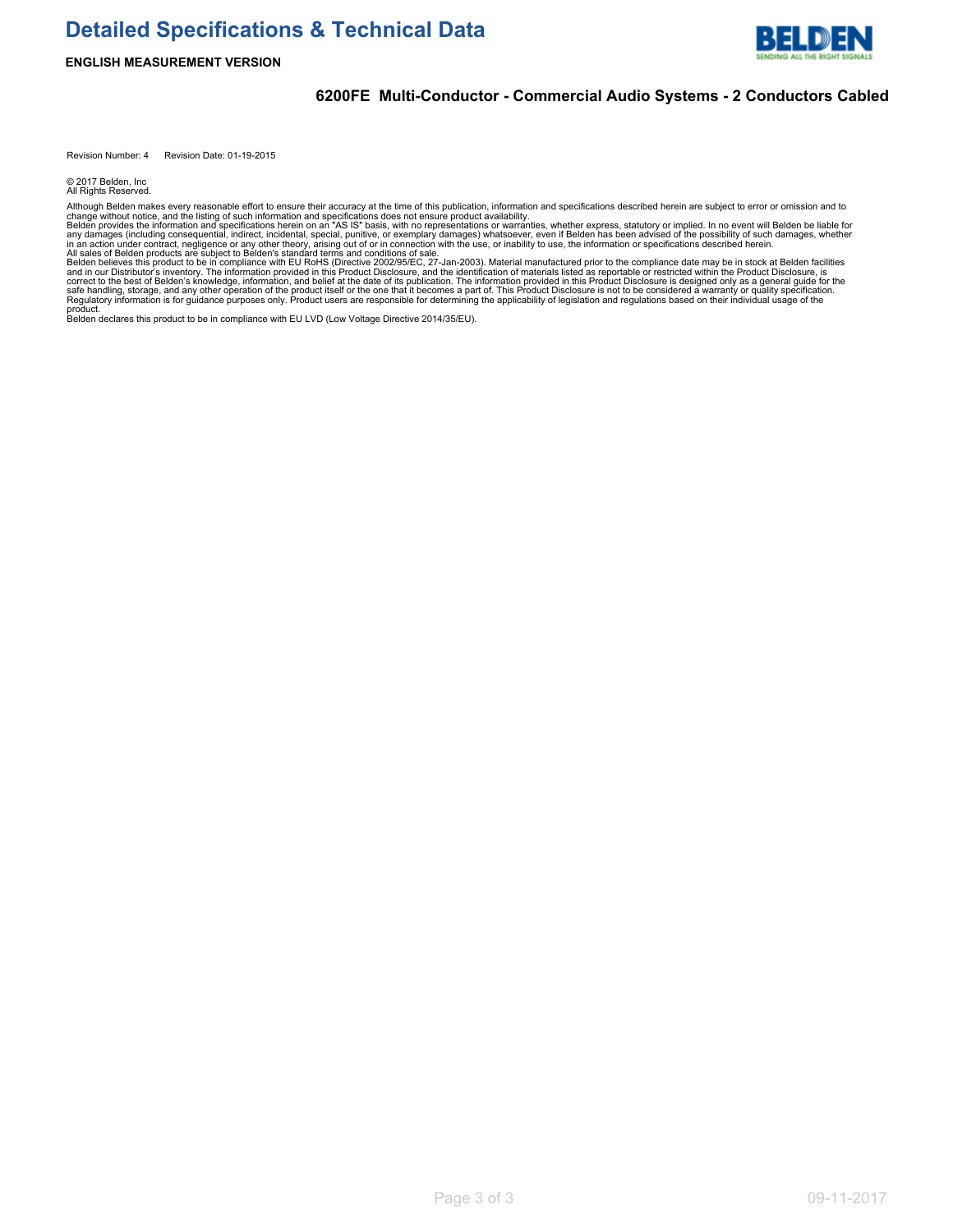# Detailed Specifications & Technical Data

**ENGLISH MEASUREMENT VERSION**

**6200FE Multi-Conductor - Commercial Audio Systems - 2 Conductors Cabled**

Revision Number: 4 Revision Date: 01-19-2015

© 2017 Belden, Inc
All Rights Reserved.

Although Belden makes every reasonable effort to ensure their accuracy at the time of this publication, information and specifications described herein are subject to error or omission and to change without notice, and the listing of such information and specifications does not ensure product availability.
Belden provides the information and specifications herein on an "AS IS" basis, with no representations or warranties, whether express, statutory or implied. In no event will Belden be liable for any damages (including consequential, indirect, incidental, special, punitive, or exemplary damages) whatsoever, even if Belden has been advised of the possibility of such damages, whether in an action under contract, negligence or any other theory, arising out of or in connection with the use, or inability to use, the information or specifications described herein.
All sales of Belden products are subject to Belden's standard terms and conditions of sale.
Belden believes this product to be in compliance with EU RoHS (Directive 2002/95/EC, 27-Jan-2003). Material manufactured prior to the compliance date may be in stock at Belden facilities and in our Distributor's inventory. The information provided in this Product Disclosure, and the identification of materials listed as reportable or restricted within the Product Disclosure, is correct to the best of Belden's knowledge, information, and belief at the date of its publication. The information provided in this Product Disclosure is designed only as a general guide for the safe handling, storage, and any other operation of the product itself or the one that it becomes a part of. This Product Disclosure is not to be considered a warranty or quality specification. Regulatory information is for guidance purposes only. Product users are responsible for determining the applicability of legislation and regulations based on their individual usage of the product.
Belden declares this product to be in compliance with EU LVD (Low Voltage Directive 2014/35/EU).